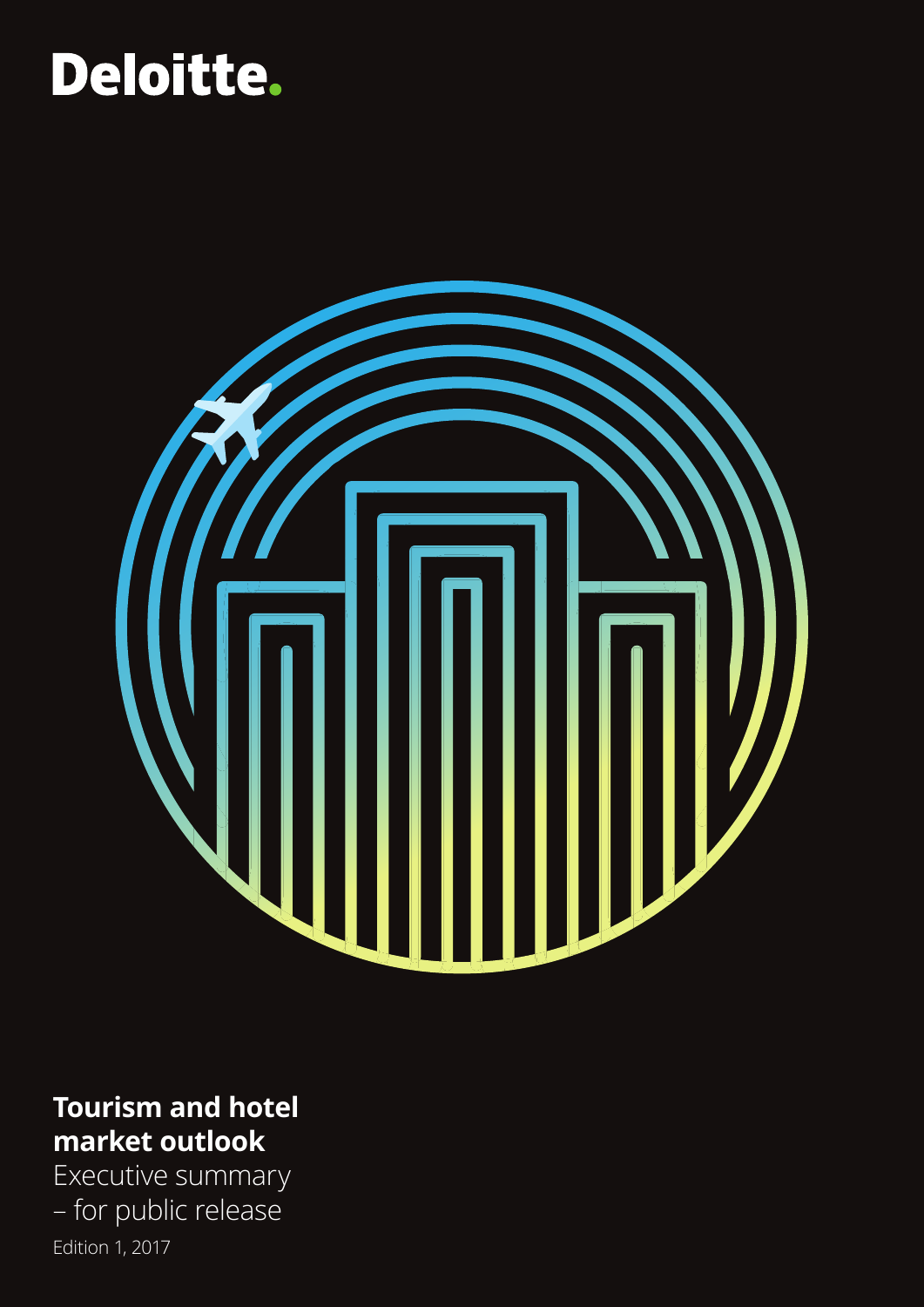Deloitte.

# Tourism and hotel market outlook

Executive summary
– for public release

Edition 1, 2017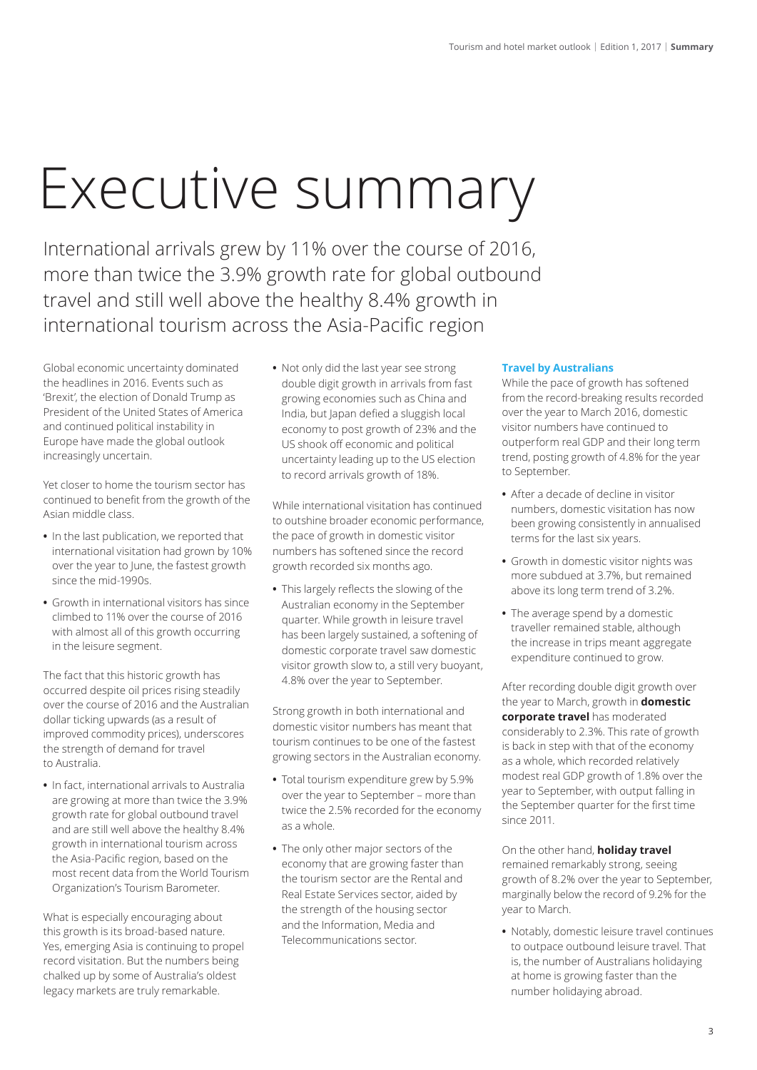# Executive summary

International arrivals grew by 11% over the course of 2016, more than twice the 3.9% growth rate for global outbound travel and still well above the healthy 8.4% growth in international tourism across the Asia-Pacific region

Global economic uncertainty dominated the headlines in 2016. Events such as 'Brexit', the election of Donald Trump as President of the United States of America and continued political instability in Europe have made the global outlook increasingly uncertain.

Yet closer to home the tourism sector has continued to benefit from the growth of the Asian middle class.

- In the last publication, we reported that international visitation had grown by 10% over the year to June, the fastest growth since the mid-1990s.
- Growth in international visitors has since climbed to 11% over the course of 2016 with almost all of this growth occurring in the leisure segment.

The fact that this historic growth has occurred despite oil prices rising steadily over the course of 2016 and the Australian dollar ticking upwards (as a result of improved commodity prices), underscores the strength of demand for travel to Australia.

- In fact, international arrivals to Australia are growing at more than twice the 3.9% growth rate for global outbound travel and are still well above the healthy 8.4% growth in international tourism across the Asia-Pacific region, based on the most recent data from the World Tourism Organization's Tourism Barometer.

What is especially encouraging about this growth is its broad-based nature. Yes, emerging Asia is continuing to propel record visitation. But the numbers being chalked up by some of Australia's oldest legacy markets are truly remarkable.

- Not only did the last year see strong double digit growth in arrivals from fast growing economies such as China and India, but Japan defied a sluggish local economy to post growth of 23% and the US shook off economic and political uncertainty leading up to the US election to record arrivals growth of 18%.

While international visitation has continued to outshine broader economic performance, the pace of growth in domestic visitor numbers has softened since the record growth recorded six months ago.

- This largely reflects the slowing of the Australian economy in the September quarter. While growth in leisure travel has been largely sustained, a softening of domestic corporate travel saw domestic visitor growth slow to, a still very buoyant, 4.8% over the year to September.

Strong growth in both international and domestic visitor numbers has meant that tourism continues to be one of the fastest growing sectors in the Australian economy.

- Total tourism expenditure grew by 5.9% over the year to September – more than twice the 2.5% recorded for the economy as a whole.
- The only other major sectors of the economy that are growing faster than the tourism sector are the Rental and Real Estate Services sector, aided by the strength of the housing sector and the Information, Media and Telecommunications sector.

### Travel by Australians

While the pace of growth has softened from the record-breaking results recorded over the year to March 2016, domestic visitor numbers have continued to outperform real GDP and their long term trend, posting growth of 4.8% for the year to September.

- After a decade of decline in visitor numbers, domestic visitation has now been growing consistently in annualised terms for the last six years.
- Growth in domestic visitor nights was more subdued at 3.7%, but remained above its long term trend of 3.2%.
- The average spend by a domestic traveller remained stable, although the increase in trips meant aggregate expenditure continued to grow.

After recording double digit growth over the year to March, growth in **domestic corporate travel** has moderated considerably to 2.3%. This rate of growth is back in step with that of the economy as a whole, which recorded relatively modest real GDP growth of 1.8% over the year to September, with output falling in the September quarter for the first time since 2011.

On the other hand, **holiday travel** remained remarkably strong, seeing growth of 8.2% over the year to September, marginally below the record of 9.2% for the year to March.

- Notably, domestic leisure travel continues to outpace outbound leisure travel. That is, the number of Australians holidaying at home is growing faster than the number holidaying abroad.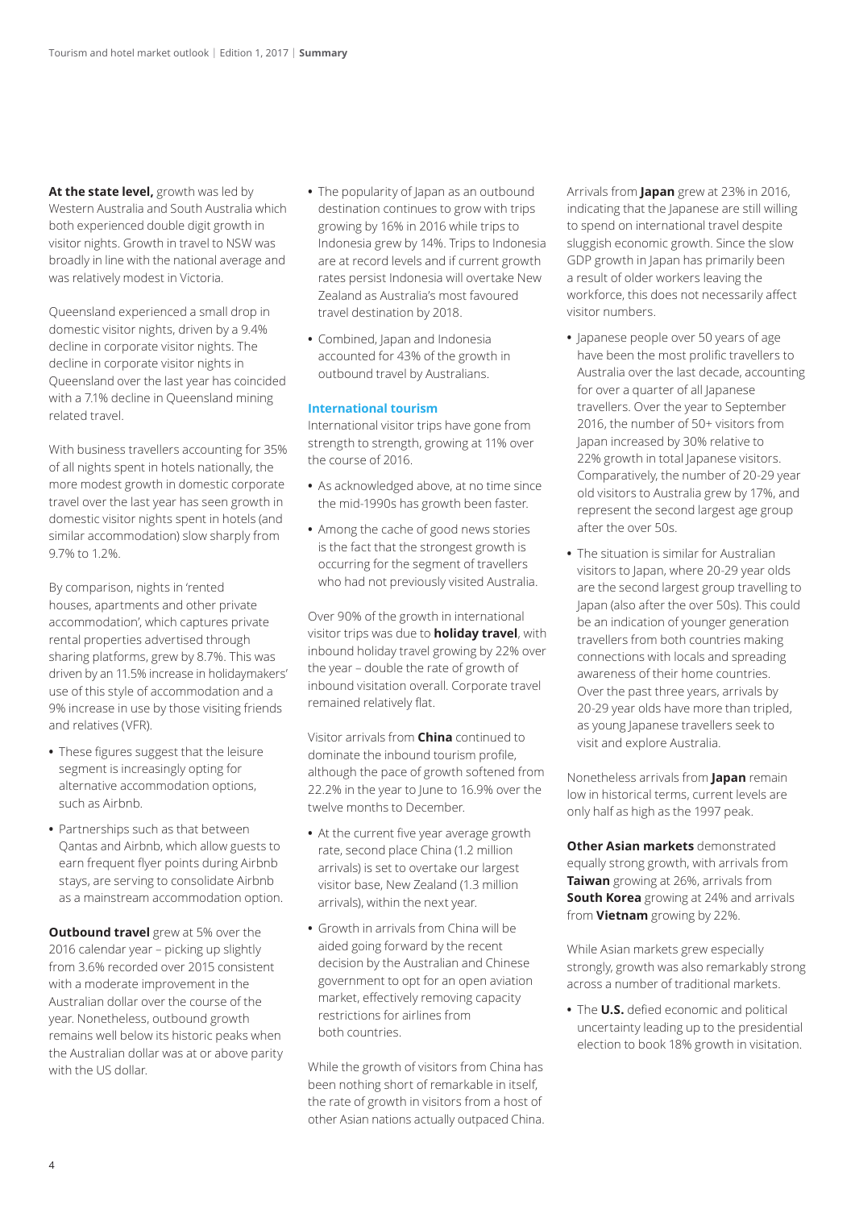**At the state level,** growth was led by Western Australia and South Australia which both experienced double digit growth in visitor nights. Growth in travel to NSW was broadly in line with the national average and was relatively modest in Victoria.

Queensland experienced a small drop in domestic visitor nights, driven by a 9.4% decline in corporate visitor nights. The decline in corporate visitor nights in Queensland over the last year has coincided with a 7.1% decline in Queensland mining related travel.

With business travellers accounting for 35% of all nights spent in hotels nationally, the more modest growth in domestic corporate travel over the last year has seen growth in domestic visitor nights spent in hotels (and similar accommodation) slow sharply from 9.7% to 1.2%.

By comparison, nights in 'rented houses, apartments and other private accommodation', which captures private rental properties advertised through sharing platforms, grew by 8.7%. This was driven by an 11.5% increase in holidaymakers' use of this style of accommodation and a 9% increase in use by those visiting friends and relatives (VFR).

- These figures suggest that the leisure segment is increasingly opting for alternative accommodation options, such as Airbnb.
- Partnerships such as that between Qantas and Airbnb, which allow guests to earn frequent flyer points during Airbnb stays, are serving to consolidate Airbnb as a mainstream accommodation option.

**Outbound travel** grew at 5% over the 2016 calendar year – picking up slightly from 3.6% recorded over 2015 consistent with a moderate improvement in the Australian dollar over the course of the year. Nonetheless, outbound growth remains well below its historic peaks when the Australian dollar was at or above parity with the US dollar.

- The popularity of Japan as an outbound destination continues to grow with trips growing by 16% in 2016 while trips to Indonesia grew by 14%. Trips to Indonesia are at record levels and if current growth rates persist Indonesia will overtake New Zealand as Australia's most favoured travel destination by 2018.
- Combined, Japan and Indonesia accounted for 43% of the growth in outbound travel by Australians.

### International tourism

International visitor trips have gone from strength to strength, growing at 11% over the course of 2016.

- As acknowledged above, at no time since the mid-1990s has growth been faster.
- Among the cache of good news stories is the fact that the strongest growth is occurring for the segment of travellers who had not previously visited Australia.

Over 90% of the growth in international visitor trips was due to **holiday travel**, with inbound holiday travel growing by 22% over the year – double the rate of growth of inbound visitation overall. Corporate travel remained relatively flat.

Visitor arrivals from **China** continued to dominate the inbound tourism profile, although the pace of growth softened from 22.2% in the year to June to 16.9% over the twelve months to December.

- At the current five year average growth rate, second place China (1.2 million arrivals) is set to overtake our largest visitor base, New Zealand (1.3 million arrivals), within the next year.
- Growth in arrivals from China will be aided going forward by the recent decision by the Australian and Chinese government to opt for an open aviation market, effectively removing capacity restrictions for airlines from both countries.

While the growth of visitors from China has been nothing short of remarkable in itself, the rate of growth in visitors from a host of other Asian nations actually outpaced China.

Arrivals from **Japan** grew at 23% in 2016, indicating that the Japanese are still willing to spend on international travel despite sluggish economic growth. Since the slow GDP growth in Japan has primarily been a result of older workers leaving the workforce, this does not necessarily affect visitor numbers.

- Japanese people over 50 years of age have been the most prolific travellers to Australia over the last decade, accounting for over a quarter of all Japanese travellers. Over the year to September 2016, the number of 50+ visitors from Japan increased by 30% relative to 22% growth in total Japanese visitors. Comparatively, the number of 20-29 year old visitors to Australia grew by 17%, and represent the second largest age group after the over 50s.
- The situation is similar for Australian visitors to Japan, where 20-29 year olds are the second largest group travelling to Japan (also after the over 50s). This could be an indication of younger generation travellers from both countries making connections with locals and spreading awareness of their home countries. Over the past three years, arrivals by 20-29 year olds have more than tripled, as young Japanese travellers seek to visit and explore Australia.

Nonetheless arrivals from **Japan** remain low in historical terms, current levels are only half as high as the 1997 peak.

**Other Asian markets** demonstrated equally strong growth, with arrivals from **Taiwan** growing at 26%, arrivals from **South Korea** growing at 24% and arrivals from **Vietnam** growing by 22%.

While Asian markets grew especially strongly, growth was also remarkably strong across a number of traditional markets.

- The **U.S.** defied economic and political uncertainty leading up to the presidential election to book 18% growth in visitation.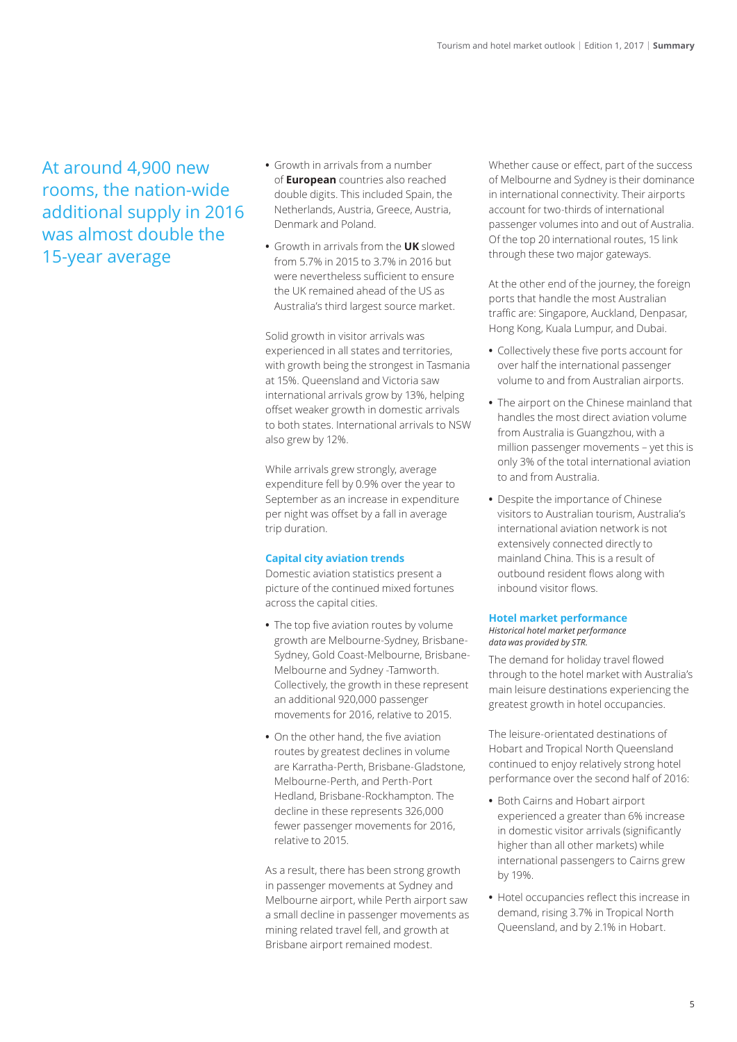At around 4,900 new rooms, the nation-wide additional supply in 2016 was almost double the 15-year average

- Growth in arrivals from a number of **European** countries also reached double digits. This included Spain, the Netherlands, Austria, Greece, Austria, Denmark and Poland.
- Growth in arrivals from the **UK** slowed from 5.7% in 2015 to 3.7% in 2016 but were nevertheless sufficient to ensure the UK remained ahead of the US as Australia's third largest source market.

Solid growth in visitor arrivals was experienced in all states and territories, with growth being the strongest in Tasmania at 15%. Queensland and Victoria saw international arrivals grow by 13%, helping offset weaker growth in domestic arrivals to both states. International arrivals to NSW also grew by 12%.

While arrivals grew strongly, average expenditure fell by 0.9% over the year to September as an increase in expenditure per night was offset by a fall in average trip duration.

## Capital city aviation trends

Domestic aviation statistics present a picture of the continued mixed fortunes across the capital cities.

- The top five aviation routes by volume growth are Melbourne-Sydney, Brisbane-Sydney, Gold Coast-Melbourne, Brisbane-Melbourne and Sydney -Tamworth. Collectively, the growth in these represent an additional 920,000 passenger movements for 2016, relative to 2015.
- On the other hand, the five aviation routes by greatest declines in volume are Karratha-Perth, Brisbane-Gladstone, Melbourne-Perth, and Perth-Port Hedland, Brisbane-Rockhampton. The decline in these represents 326,000 fewer passenger movements for 2016, relative to 2015.

As a result, there has been strong growth in passenger movements at Sydney and Melbourne airport, while Perth airport saw a small decline in passenger movements as mining related travel fell, and growth at Brisbane airport remained modest.

Whether cause or effect, part of the success of Melbourne and Sydney is their dominance in international connectivity. Their airports account for two-thirds of international passenger volumes into and out of Australia. Of the top 20 international routes, 15 link through these two major gateways.

At the other end of the journey, the foreign ports that handle the most Australian traffic are: Singapore, Auckland, Denpasar, Hong Kong, Kuala Lumpur, and Dubai.

- Collectively these five ports account for over half the international passenger volume to and from Australian airports.
- The airport on the Chinese mainland that handles the most direct aviation volume from Australia is Guangzhou, with a million passenger movements – yet this is only 3% of the total international aviation to and from Australia.
- Despite the importance of Chinese visitors to Australian tourism, Australia's international aviation network is not extensively connected directly to mainland China. This is a result of outbound resident flows along with inbound visitor flows.

## Hotel market performance

*Historical hotel market performance data was provided by STR.*

The demand for holiday travel flowed through to the hotel market with Australia's main leisure destinations experiencing the greatest growth in hotel occupancies.

The leisure-orientated destinations of Hobart and Tropical North Queensland continued to enjoy relatively strong hotel performance over the second half of 2016:

- Both Cairns and Hobart airport experienced a greater than 6% increase in domestic visitor arrivals (significantly higher than all other markets) while international passengers to Cairns grew by 19%.
- Hotel occupancies reflect this increase in demand, rising 3.7% in Tropical North Queensland, and by 2.1% in Hobart.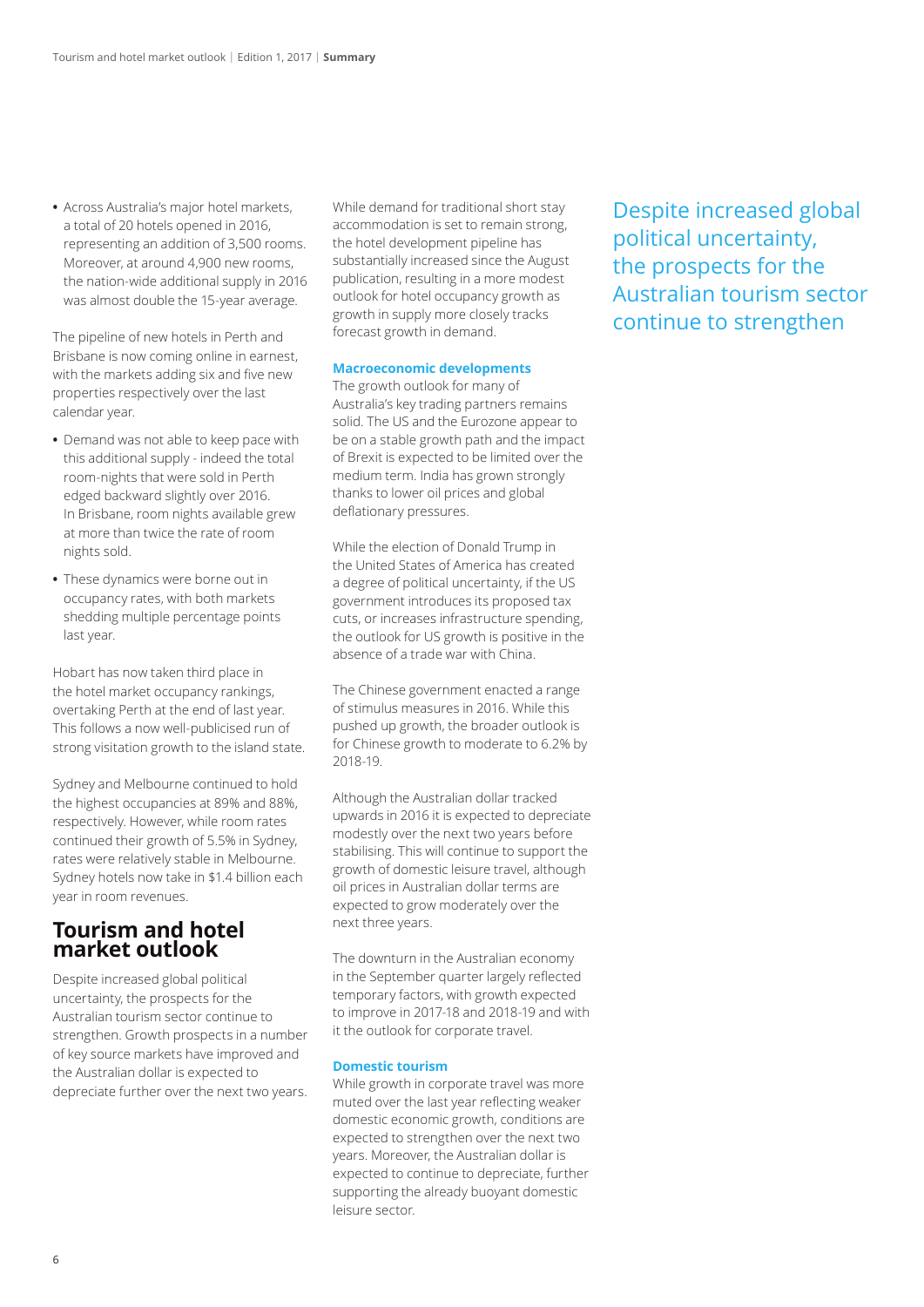- Across Australia's major hotel markets, a total of 20 hotels opened in 2016, representing an addition of 3,500 rooms. Moreover, at around 4,900 new rooms, the nation-wide additional supply in 2016 was almost double the 15-year average.

The pipeline of new hotels in Perth and Brisbane is now coming online in earnest, with the markets adding six and five new properties respectively over the last calendar year.

- Demand was not able to keep pace with this additional supply - indeed the total room-nights that were sold in Perth edged backward slightly over 2016. In Brisbane, room nights available grew at more than twice the rate of room nights sold.
- These dynamics were borne out in occupancy rates, with both markets shedding multiple percentage points last year.

Hobart has now taken third place in the hotel market occupancy rankings, overtaking Perth at the end of last year. This follows a now well-publicised run of strong visitation growth to the island state.

Sydney and Melbourne continued to hold the highest occupancies at 89% and 88%, respectively. However, while room rates continued their growth of 5.5% in Sydney, rates were relatively stable in Melbourne. Sydney hotels now take in $1.4 billion each year in room revenues.

## Tourism and hotel market outlook

Despite increased global political uncertainty, the prospects for the Australian tourism sector continue to strengthen. Growth prospects in a number of key source markets have improved and the Australian dollar is expected to depreciate further over the next two years.

While demand for traditional short stay accommodation is set to remain strong, the hotel development pipeline has substantially increased since the August publication, resulting in a more modest outlook for hotel occupancy growth as growth in supply more closely tracks forecast growth in demand.

### Macroeconomic developments

The growth outlook for many of Australia's key trading partners remains solid. The US and the Eurozone appear to be on a stable growth path and the impact of Brexit is expected to be limited over the medium term. India has grown strongly thanks to lower oil prices and global deflationary pressures.

While the election of Donald Trump in the United States of America has created a degree of political uncertainty, if the US government introduces its proposed tax cuts, or increases infrastructure spending, the outlook for US growth is positive in the absence of a trade war with China.

The Chinese government enacted a range of stimulus measures in 2016. While this pushed up growth, the broader outlook is for Chinese growth to moderate to 6.2% by 2018-19.

Although the Australian dollar tracked upwards in 2016 it is expected to depreciate modestly over the next two years before stabilising. This will continue to support the growth of domestic leisure travel, although oil prices in Australian dollar terms are expected to grow moderately over the next three years.

The downturn in the Australian economy in the September quarter largely reflected temporary factors, with growth expected to improve in 2017-18 and 2018-19 and with it the outlook for corporate travel.

### Domestic tourism

While growth in corporate travel was more muted over the last year reflecting weaker domestic economic growth, conditions are expected to strengthen over the next two years. Moreover, the Australian dollar is expected to continue to depreciate, further supporting the already buoyant domestic leisure sector.

> Despite increased global political uncertainty, the prospects for the Australian tourism sector continue to strengthen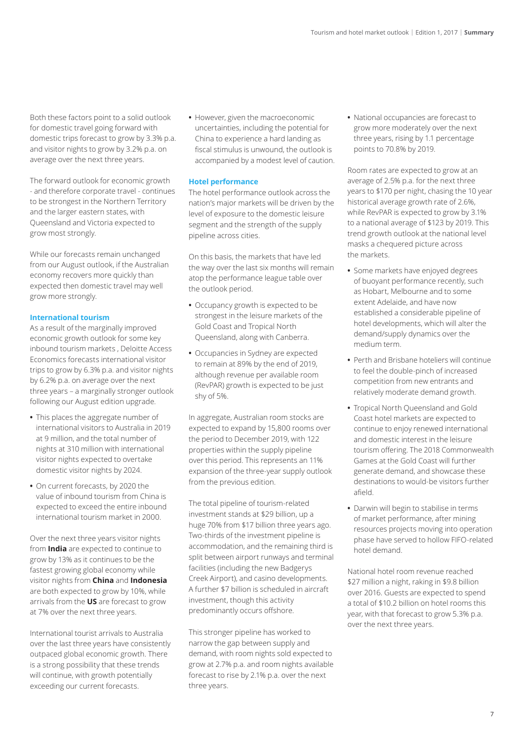Both these factors point to a solid outlook for domestic travel going forward with domestic trips forecast to grow by 3.3% p.a. and visitor nights to grow by 3.2% p.a. on average over the next three years.

The forward outlook for economic growth - and therefore corporate travel - continues to be strongest in the Northern Territory and the larger eastern states, with Queensland and Victoria expected to grow most strongly.

While our forecasts remain unchanged from our August outlook, if the Australian economy recovers more quickly than expected then domestic travel may well grow more strongly.

### International tourism

As a result of the marginally improved economic growth outlook for some key inbound tourism markets , Deloitte Access Economics forecasts international visitor trips to grow by 6.3% p.a. and visitor nights by 6.2% p.a. on average over the next three years – a marginally stronger outlook following our August edition upgrade.

- This places the aggregate number of international visitors to Australia in 2019 at 9 million, and the total number of nights at 310 million with international visitor nights expected to overtake domestic visitor nights by 2024.
- On current forecasts, by 2020 the value of inbound tourism from China is expected to exceed the entire inbound international tourism market in 2000.

Over the next three years visitor nights from **India** are expected to continue to grow by 13% as it continues to be the fastest growing global economy while visitor nights from **China** and **Indonesia** are both expected to grow by 10%, while arrivals from the **US** are forecast to grow at 7% over the next three years.

International tourist arrivals to Australia over the last three years have consistently outpaced global economic growth. There is a strong possibility that these trends will continue, with growth potentially exceeding our current forecasts.

- However, given the macroeconomic uncertainties, including the potential for China to experience a hard landing as fiscal stimulus is unwound, the outlook is accompanied by a modest level of caution.

### Hotel performance

The hotel performance outlook across the nation's major markets will be driven by the level of exposure to the domestic leisure segment and the strength of the supply pipeline across cities.

On this basis, the markets that have led the way over the last six months will remain atop the performance league table over the outlook period.

- Occupancy growth is expected to be strongest in the leisure markets of the Gold Coast and Tropical North Queensland, along with Canberra.
- Occupancies in Sydney are expected to remain at 89% by the end of 2019, although revenue per available room (RevPAR) growth is expected to be just shy of 5%.

In aggregate, Australian room stocks are expected to expand by 15,800 rooms over the period to December 2019, with 122 properties within the supply pipeline over this period. This represents an 11% expansion of the three-year supply outlook from the previous edition.

The total pipeline of tourism-related investment stands at $29 billion, up a huge 70% from $17 billion three years ago. Two-thirds of the investment pipeline is accommodation, and the remaining third is split between airport runways and terminal facilities (including the new Badgerys Creek Airport), and casino developments. A further $7 billion is scheduled in aircraft investment, though this activity predominantly occurs offshore.

This stronger pipeline has worked to narrow the gap between supply and demand, with room nights sold expected to grow at 2.7% p.a. and room nights available forecast to rise by 2.1% p.a. over the next three years.

- National occupancies are forecast to grow more moderately over the next three years, rising by 1.1 percentage points to 70.8% by 2019.

Room rates are expected to grow at an average of 2.5% p.a. for the next three years to $170 per night, chasing the 10 year historical average growth rate of 2.6%, while RevPAR is expected to grow by 3.1% to a national average of $123 by 2019. This trend growth outlook at the national level masks a chequered picture across the markets.

- Some markets have enjoyed degrees of buoyant performance recently, such as Hobart, Melbourne and to some extent Adelaide, and have now established a considerable pipeline of hotel developments, which will alter the demand/supply dynamics over the medium term.
- Perth and Brisbane hoteliers will continue to feel the double-pinch of increased competition from new entrants and relatively moderate demand growth.
- Tropical North Queensland and Gold Coast hotel markets are expected to continue to enjoy renewed international and domestic interest in the leisure tourism offering. The 2018 Commonwealth Games at the Gold Coast will further generate demand, and showcase these destinations to would-be visitors further afield.
- Darwin will begin to stabilise in terms of market performance, after mining resources projects moving into operation phase have served to hollow FIFO-related hotel demand.

National hotel room revenue reached $27 million a night, raking in $9.8 billion over 2016. Guests are expected to spend a total of $10.2 billion on hotel rooms this year, with that forecast to grow 5.3% p.a. over the next three years.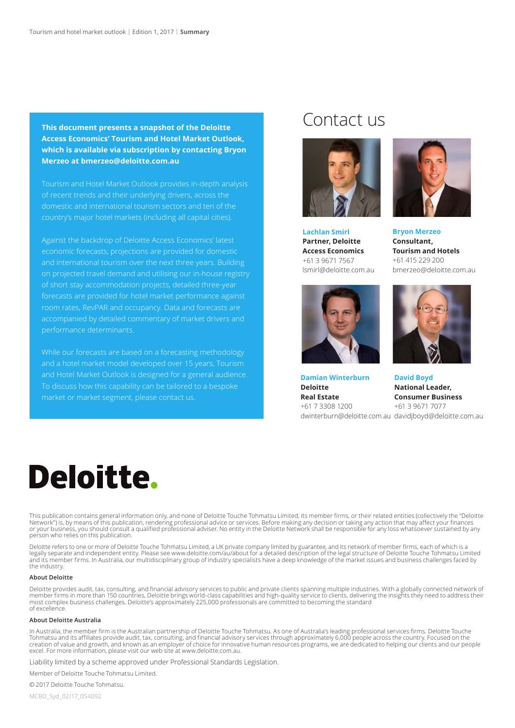**This document presents a snapshot of the Deloitte Access Economics' Tourism and Hotel Market Outlook, which is available via subscription by contacting Bryon Merzeo at bmerzeo@deloitte.com.au**

Tourism and Hotel Market Outlook provides in-depth analysis of recent trends and their underlying drivers, across the domestic and international tourism sectors and ten of the country's major hotel markets (including all capital cities).

Against the backdrop of Deloitte Access Economics' latest economic forecasts, projections are provided for domestic and international tourism over the next three years. Building on projected travel demand and utilising our in-house registry of short stay accommodation projects, detailed three-year forecasts are provided for hotel market performance against room rates, RevPAR and occupancy. Data and forecasts are accompanied by detailed commentary of market drivers and performance determinants.

While our forecasts are based on a forecasting methodology and a hotel market model developed over 15 years, Tourism and Hotel Market Outlook is designed for a general audience. To discuss how this capability can be tailored to a bespoke market or market segment, please contact us.

# Contact us

**Lachlan Smirl**
**Partner, Deloitte Access Economics**
+61 3 9671 7567
lsmirl@deloitte.com.au

**Bryon Merzeo**
**Consultant, Tourism and Hotels**
+61 415 229 200
bmerzeo@deloitte.com.au

**Damian Winterburn**
**Deloitte Real Estate**
+61 7 3308 1200
dwinterburn@deloitte.com.au

**David Boyd**
**National Leader, Consumer Business**
+61 3 9671 7077
davidjboyd@deloitte.com.au

**Deloitte.**

This publication contains general information only, and none of Deloitte Touche Tohmatsu Limited, its member firms, or their related entities (collectively the "Deloitte Network") is, by means of this publication, rendering professional advice or services. Before making any decision or taking any action that may affect your finances or your business, you should consult a qualified professional adviser. No entity in the Deloitte Network shall be responsible for any loss whatsoever sustained by any person who relies on this publication.

Deloitte refers to one or more of Deloitte Touche Tohmatsu Limited, a UK private company limited by guarantee, and its network of member firms, each of which is a legally separate and independent entity. Please see www.deloitte.com/au/about for a detailed description of the legal structure of Deloitte Touche Tohmatsu Limited and its member firms. In Australia, our multidisciplinary group of industry specialists have a deep knowledge of the market issues and business challenges faced by the industry.

**About Deloitte**

Deloitte provides audit, tax, consulting, and financial advisory services to public and private clients spanning multiple industries. With a globally connected network of member firms in more than 150 countries, Deloitte brings world-class capabilities and high-quality service to clients, delivering the insights they need to address their most complex business challenges. Deloitte's approximately 225,000 professionals are committed to becoming the standard of excellence.

**About Deloitte Australia**

In Australia, the member firm is the Australian partnership of Deloitte Touche Tohmatsu. As one of Australia's leading professional services firms. Deloitte Touche Tohmatsu and its affiliates provide audit, tax, consulting, and financial advisory services through approximately 6,000 people across the country. Focused on the creation of value and growth, and known as an employer of choice for innovative human resources programs, we are dedicated to helping our clients and our people excel. For more information, please visit our web site at www.deloitte.com.au.

Liability limited by a scheme approved under Professional Standards Legislation.

Member of Deloitte Touche Tohmatsu Limited.

© 2017 Deloitte Touche Tohmatsu.

MCBD_Syd_02/17_054092